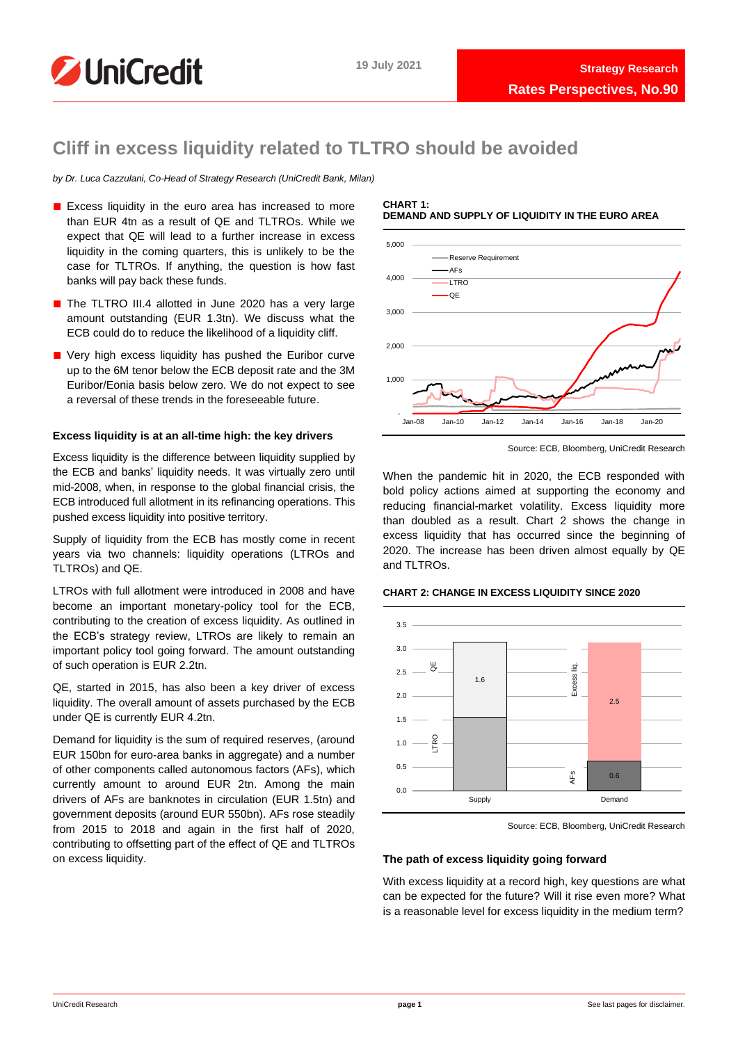19 July 2021

Strategy Research

Rates Perspectives, No.90

# Cliff in excess liquidity related to TLTRO should be avoided

*by Dr. Luca Cazzulani, Co-Head of Strategy Research (UniCredit Bank, Milan)*

- Excess liquidity in the euro area has increased to more than EUR 4tn as a result of QE and TLTROs. While we expect that QE will lead to a further increase in excess liquidity in the coming quarters, this is unlikely to be the case for TLTROs. If anything, the question is how fast banks will pay back these funds.
- The TLTRO III.4 allotted in June 2020 has a very large amount outstanding (EUR 1.3tn). We discuss what the ECB could do to reduce the likelihood of a liquidity cliff.
- Very high excess liquidity has pushed the Euribor curve up to the 6M tenor below the ECB deposit rate and the 3M Euribor/Eonia basis below zero. We do not expect to see a reversal of these trends in the foreseeable future.

### Excess liquidity is at an all-time high: the key drivers

Excess liquidity is the difference between liquidity supplied by the ECB and banks' liquidity needs. It was virtually zero until mid-2008, when, in response to the global financial crisis, the ECB introduced full allotment in its refinancing operations. This pushed excess liquidity into positive territory.

Supply of liquidity from the ECB has mostly come in recent years via two channels: liquidity operations (LTROs and TLTROs) and QE.

LTROs with full allotment were introduced in 2008 and have become an important monetary-policy tool for the ECB, contributing to the creation of excess liquidity. As outlined in the ECB's strategy review, LTROs are likely to remain an important policy tool going forward. The amount outstanding of such operation is EUR 2.2tn.

QE, started in 2015, has also been a key driver of excess liquidity. The overall amount of assets purchased by the ECB under QE is currently EUR 4.2tn.

Demand for liquidity is the sum of required reserves, (around EUR 150bn for euro-area banks in aggregate) and a number of other components called autonomous factors (AFs), which currently amount to around EUR 2tn. Among the main drivers of AFs are banknotes in circulation (EUR 1.5tn) and government deposits (around EUR 550bn). AFs rose steadily from 2015 to 2018 and again in the first half of 2020, contributing to offsetting part of the effect of QE and TLTROs on excess liquidity.

**CHART 1:**
**DEMAND AND SUPPLY OF LIQUIDITY IN THE EURO AREA**

Source: ECB, Bloomberg, UniCredit Research

When the pandemic hit in 2020, the ECB responded with bold policy actions aimed at supporting the economy and reducing financial-market volatility. Excess liquidity more than doubled as a result. Chart 2 shows the change in excess liquidity that has occurred since the beginning of 2020. The increase has been driven almost equally by QE and TLTROs.

**CHART 2: CHANGE IN EXCESS LIQUIDITY SINCE 2020**

Source: ECB, Bloomberg, UniCredit Research

### The path of excess liquidity going forward

With excess liquidity at a record high, key questions are what can be expected for the future? Will it rise even more? What is a reasonable level for excess liquidity in the medium term?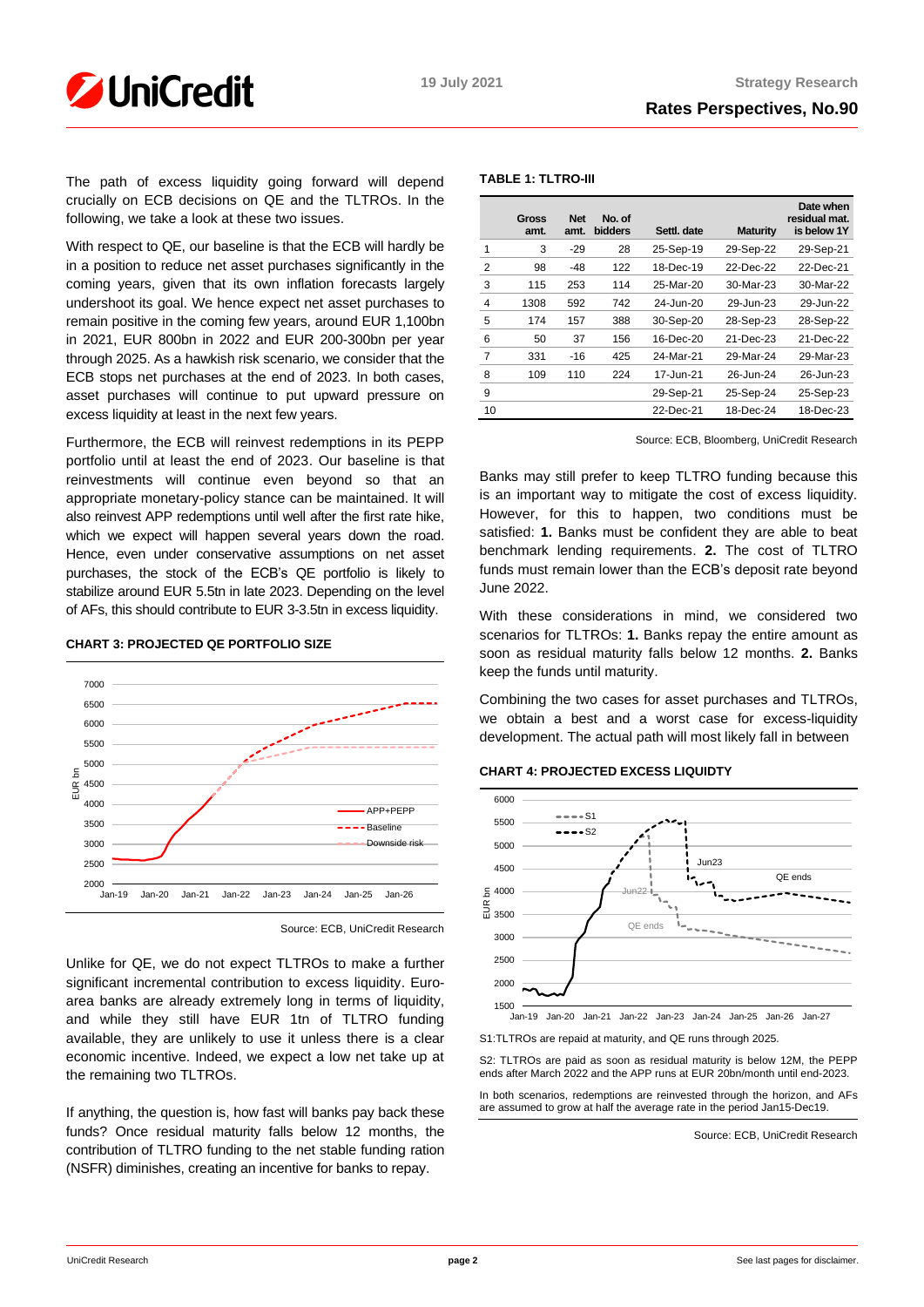The path of excess liquidity going forward will depend crucially on ECB decisions on QE and the TLTROs. In the following, we take a look at these two issues.

With respect to QE, our baseline is that the ECB will hardly be in a position to reduce net asset purchases significantly in the coming years, given that its own inflation forecasts largely undershoot its goal. We hence expect net asset purchases to remain positive in the coming few years, around EUR 1,100bn in 2021, EUR 800bn in 2022 and EUR 200-300bn per year through 2025. As a hawkish risk scenario, we consider that the ECB stops net purchases at the end of 2023. In both cases, asset purchases will continue to put upward pressure on excess liquidity at least in the next few years.

Furthermore, the ECB will reinvest redemptions in its PEPP portfolio until at least the end of 2023. Our baseline is that reinvestments will continue even beyond so that an appropriate monetary-policy stance can be maintained. It will also reinvest APP redemptions until well after the first rate hike, which we expect will happen several years down the road. Hence, even under conservative assumptions on net asset purchases, the stock of the ECB's QE portfolio is likely to stabilize around EUR 5.5tn in late 2023. Depending on the level of AFs, this should contribute to EUR 3-3.5tn in excess liquidity.

**CHART 3: PROJECTED QE PORTFOLIO SIZE**

Source: ECB, UniCredit Research

Unlike for QE, we do not expect TLTROs to make a further significant incremental contribution to excess liquidity. Euro-area banks are already extremely long in terms of liquidity, and while they still have EUR 1tn of TLTRO funding available, they are unlikely to use it unless there is a clear economic incentive. Indeed, we expect a low net take up at the remaining two TLTROs.

If anything, the question is, how fast will banks pay back these funds? Once residual maturity falls below 12 months, the contribution of TLTRO funding to the net stable funding ration (NSFR) diminishes, creating an incentive for banks to repay.

**TABLE 1: TLTRO-III**

| | Gross amt. | Net amt. | No. of bidders | Settl. date | Maturity | Date when residual mat. is below 1Y |
|---|---|---|---|---|---|---|
| 1 | 3 | -29 | 28 | 25-Sep-19 | 29-Sep-22 | 29-Sep-21 |
| 2 | 98 | -48 | 122 | 18-Dec-19 | 22-Dec-22 | 22-Dec-21 |
| 3 | 115 | 253 | 114 | 25-Mar-20 | 30-Mar-23 | 30-Mar-22 |
| 4 | 1308 | 592 | 742 | 24-Jun-20 | 29-Jun-23 | 29-Jun-22 |
| 5 | 174 | 157 | 388 | 30-Sep-20 | 28-Sep-23 | 28-Sep-22 |
| 6 | 50 | 37 | 156 | 16-Dec-20 | 21-Dec-23 | 21-Dec-22 |
| 7 | 331 | -16 | 425 | 24-Mar-21 | 29-Mar-24 | 29-Mar-23 |
| 8 | 109 | 110 | 224 | 17-Jun-21 | 26-Jun-24 | 26-Jun-23 |
| 9 | | | | 29-Sep-21 | 25-Sep-24 | 25-Sep-23 |
| 10 | | | | 22-Dec-21 | 18-Dec-24 | 18-Dec-23 |

Source: ECB, Bloomberg, UniCredit Research

Banks may still prefer to keep TLTRO funding because this is an important way to mitigate the cost of excess liquidity. However, for this to happen, two conditions must be satisfied: **1.** Banks must be confident they are able to beat benchmark lending requirements. **2.** The cost of TLTRO funds must remain lower than the ECB's deposit rate beyond June 2022.

With these considerations in mind, we considered two scenarios for TLTROs: **1.** Banks repay the entire amount as soon as residual maturity falls below 12 months. **2.** Banks keep the funds until maturity.

Combining the two cases for asset purchases and TLTROs, we obtain a best and a worst case for excess-liquidity development. The actual path will most likely fall in between

**CHART 4: PROJECTED EXCESS LIQUIDTY**

S1:TLTROs are repaid at maturity, and QE runs through 2025.

S2: TLTROs are paid as soon as residual maturity is below 12M, the PEPP ends after March 2022 and the APP runs at EUR 20bn/month until end-2023.

In both scenarios, redemptions are reinvested through the horizon, and AFs are assumed to grow at half the average rate in the period Jan15-Dec19.

Source: ECB, UniCredit Research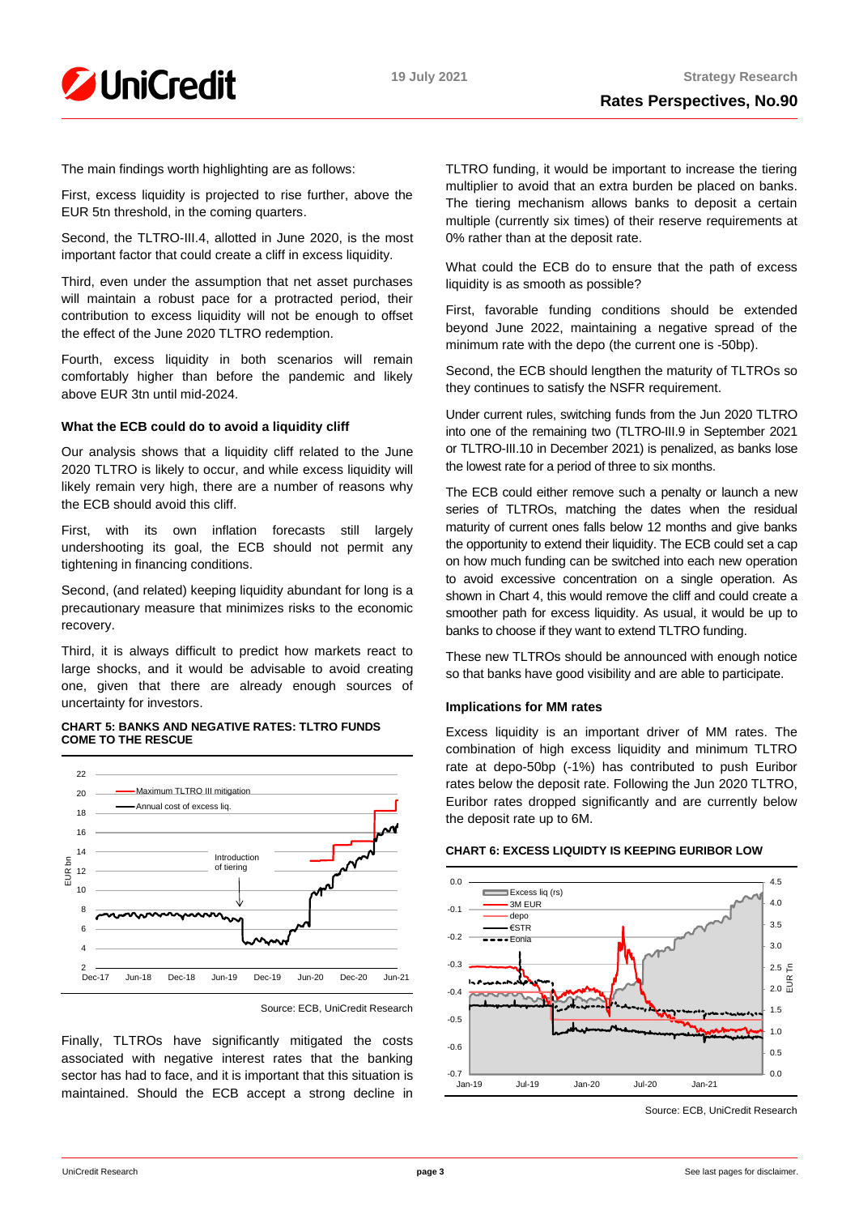The main findings worth highlighting are as follows:

First, excess liquidity is projected to rise further, above the EUR 5tn threshold, in the coming quarters.

Second, the TLTRO-III.4, allotted in June 2020, is the most important factor that could create a cliff in excess liquidity.

Third, even under the assumption that net asset purchases will maintain a robust pace for a protracted period, their contribution to excess liquidity will not be enough to offset the effect of the June 2020 TLTRO redemption.

Fourth, excess liquidity in both scenarios will remain comfortably higher than before the pandemic and likely above EUR 3tn until mid-2024.

### What the ECB could do to avoid a liquidity cliff

Our analysis shows that a liquidity cliff related to the June 2020 TLTRO is likely to occur, and while excess liquidity will likely remain very high, there are a number of reasons why the ECB should avoid this cliff.

First, with its own inflation forecasts still largely undershooting its goal, the ECB should not permit any tightening in financing conditions.

Second, (and related) keeping liquidity abundant for long is a precautionary measure that minimizes risks to the economic recovery.

Third, it is always difficult to predict how markets react to large shocks, and it would be advisable to avoid creating one, given that there are already enough sources of uncertainty for investors.

**CHART 5: BANKS AND NEGATIVE RATES: TLTRO FUNDS COME TO THE RESCUE**

Source: ECB, UniCredit Research

Finally, TLTROs have significantly mitigated the costs associated with negative interest rates that the banking sector has had to face, and it is important that this situation is maintained. Should the ECB accept a strong decline in TLTRO funding, it would be important to increase the tiering multiplier to avoid that an extra burden be placed on banks. The tiering mechanism allows banks to deposit a certain multiple (currently six times) of their reserve requirements at 0% rather than at the deposit rate.

What could the ECB do to ensure that the path of excess liquidity is as smooth as possible?

First, favorable funding conditions should be extended beyond June 2022, maintaining a negative spread of the minimum rate with the depo (the current one is -50bp).

Second, the ECB should lengthen the maturity of TLTROs so they continues to satisfy the NSFR requirement.

Under current rules, switching funds from the Jun 2020 TLTRO into one of the remaining two (TLTRO-III.9 in September 2021 or TLTRO-III.10 in December 2021) is penalized, as banks lose the lowest rate for a period of three to six months.

The ECB could either remove such a penalty or launch a new series of TLTROs, matching the dates when the residual maturity of current ones falls below 12 months and give banks the opportunity to extend their liquidity. The ECB could set a cap on how much funding can be switched into each new operation to avoid excessive concentration on a single operation. As shown in Chart 4, this would remove the cliff and could create a smoother path for excess liquidity. As usual, it would be up to banks to choose if they want to extend TLTRO funding.

These new TLTROs should be announced with enough notice so that banks have good visibility and are able to participate.

### Implications for MM rates

Excess liquidity is an important driver of MM rates. The combination of high excess liquidity and minimum TLTRO rate at depo-50bp (-1%) has contributed to push Euribor rates below the deposit rate. Following the Jun 2020 TLTRO, Euribor rates dropped significantly and are currently below the deposit rate up to 6M.

**CHART 6: EXCESS LIQUDITY IS KEEPING EURIBOR LOW**

Source: ECB, UniCredit Research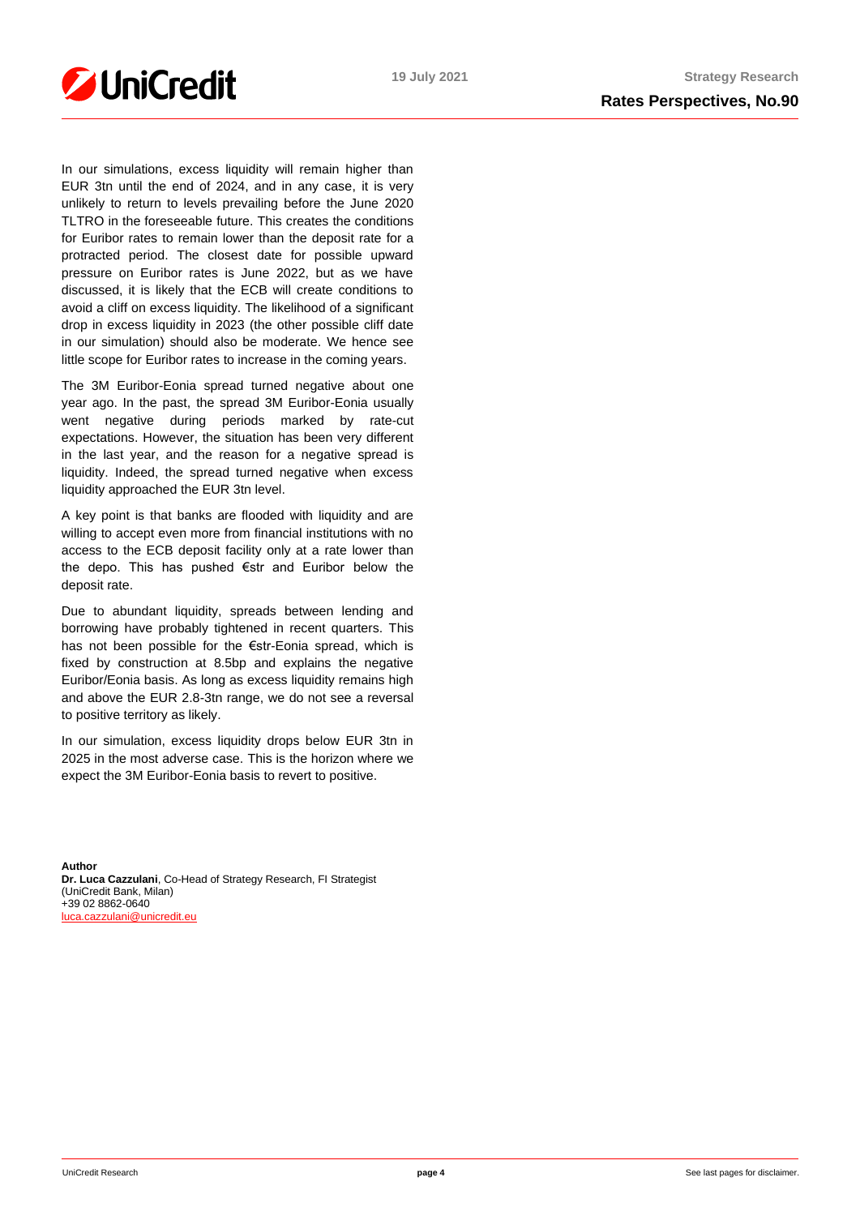In our simulations, excess liquidity will remain higher than EUR 3tn until the end of 2024, and in any case, it is very unlikely to return to levels prevailing before the June 2020 TLTRO in the foreseeable future. This creates the conditions for Euribor rates to remain lower than the deposit rate for a protracted period. The closest date for possible upward pressure on Euribor rates is June 2022, but as we have discussed, it is likely that the ECB will create conditions to avoid a cliff on excess liquidity. The likelihood of a significant drop in excess liquidity in 2023 (the other possible cliff date in our simulation) should also be moderate. We hence see little scope for Euribor rates to increase in the coming years.

The 3M Euribor-Eonia spread turned negative about one year ago. In the past, the spread 3M Euribor-Eonia usually went negative during periods marked by rate-cut expectations. However, the situation has been very different in the last year, and the reason for a negative spread is liquidity. Indeed, the spread turned negative when excess liquidity approached the EUR 3tn level.

A key point is that banks are flooded with liquidity and are willing to accept even more from financial institutions with no access to the ECB deposit facility only at a rate lower than the depo. This has pushed €str and Euribor below the deposit rate.

Due to abundant liquidity, spreads between lending and borrowing have probably tightened in recent quarters. This has not been possible for the €str-Eonia spread, which is fixed by construction at 8.5bp and explains the negative Euribor/Eonia basis. As long as excess liquidity remains high and above the EUR 2.8-3tn range, we do not see a reversal to positive territory as likely.

In our simulation, excess liquidity drops below EUR 3tn in 2025 in the most adverse case. This is the horizon where we expect the 3M Euribor-Eonia basis to revert to positive.

**Author**
**Dr. Luca Cazzulani**, Co-Head of Strategy Research, FI Strategist
(UniCredit Bank, Milan)
+39 02 8862-0640
luca.cazzulani@unicredit.eu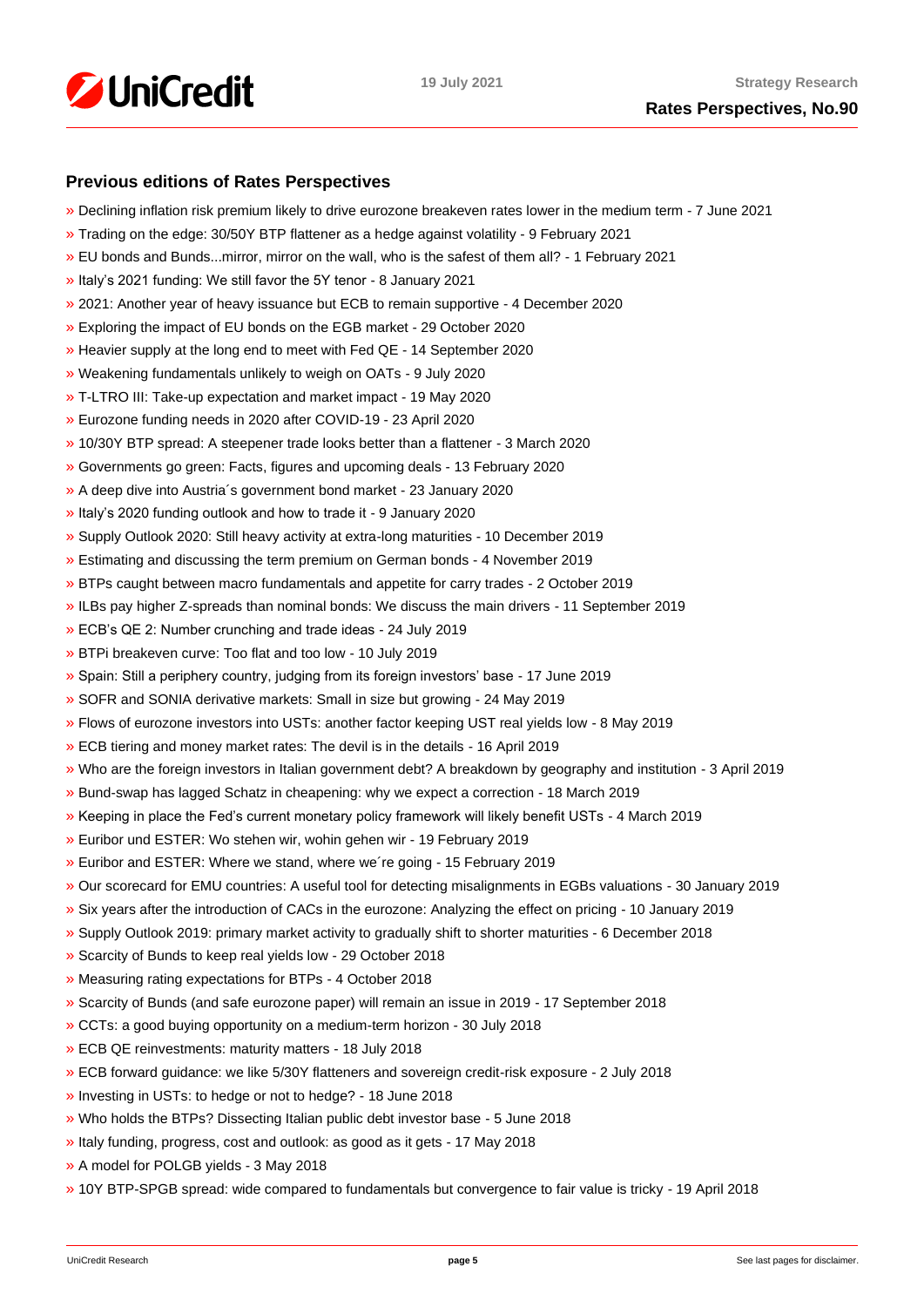## Previous editions of Rates Perspectives

- » Declining inflation risk premium likely to drive eurozone breakeven rates lower in the medium term - 7 June 2021
- » Trading on the edge: 30/50Y BTP flattener as a hedge against volatility - 9 February 2021
- » EU bonds and Bunds...mirror, mirror on the wall, who is the safest of them all? - 1 February 2021
- » Italy's 2021 funding: We still favor the 5Y tenor - 8 January 2021
- » 2021: Another year of heavy issuance but ECB to remain supportive - 4 December 2020
- » Exploring the impact of EU bonds on the EGB market - 29 October 2020
- » Heavier supply at the long end to meet with Fed QE - 14 September 2020
- » Weakening fundamentals unlikely to weigh on OATs - 9 July 2020
- » T-LTRO III: Take-up expectation and market impact - 19 May 2020
- » Eurozone funding needs in 2020 after COVID-19 - 23 April 2020
- » 10/30Y BTP spread: A steepener trade looks better than a flattener - 3 March 2020
- » Governments go green: Facts, figures and upcoming deals - 13 February 2020
- » A deep dive into Austria´s government bond market - 23 January 2020
- » Italy's 2020 funding outlook and how to trade it - 9 January 2020
- » Supply Outlook 2020: Still heavy activity at extra-long maturities - 10 December 2019
- » Estimating and discussing the term premium on German bonds - 4 November 2019
- » BTPs caught between macro fundamentals and appetite for carry trades - 2 October 2019
- » ILBs pay higher Z-spreads than nominal bonds: We discuss the main drivers - 11 September 2019
- » ECB's QE 2: Number crunching and trade ideas - 24 July 2019
- » BTPi breakeven curve: Too flat and too low - 10 July 2019
- » Spain: Still a periphery country, judging from its foreign investors' base - 17 June 2019
- » SOFR and SONIA derivative markets: Small in size but growing - 24 May 2019
- » Flows of eurozone investors into USTs: another factor keeping UST real yields low - 8 May 2019
- » ECB tiering and money market rates: The devil is in the details - 16 April 2019
- » Who are the foreign investors in Italian government debt? A breakdown by geography and institution - 3 April 2019
- » Bund-swap has lagged Schatz in cheapening: why we expect a correction - 18 March 2019
- » Keeping in place the Fed's current monetary policy framework will likely benefit USTs - 4 March 2019
- » Euribor und ESTER: Wo stehen wir, wohin gehen wir - 19 February 2019
- » Euribor and ESTER: Where we stand, where we´re going - 15 February 2019
- » Our scorecard for EMU countries: A useful tool for detecting misalignments in EGBs valuations - 30 January 2019
- » Six years after the introduction of CACs in the eurozone: Analyzing the effect on pricing - 10 January 2019
- » Supply Outlook 2019: primary market activity to gradually shift to shorter maturities - 6 December 2018
- » Scarcity of Bunds to keep real yields low - 29 October 2018
- » Measuring rating expectations for BTPs - 4 October 2018
- » Scarcity of Bunds (and safe eurozone paper) will remain an issue in 2019 - 17 September 2018
- » CCTs: a good buying opportunity on a medium-term horizon - 30 July 2018
- » ECB QE reinvestments: maturity matters - 18 July 2018
- » ECB forward guidance: we like 5/30Y flatteners and sovereign credit-risk exposure - 2 July 2018
- » Investing in USTs: to hedge or not to hedge? - 18 June 2018
- » Who holds the BTPs? Dissecting Italian public debt investor base - 5 June 2018
- » Italy funding, progress, cost and outlook: as good as it gets - 17 May 2018
- » A model for POLGB yields - 3 May 2018
- » 10Y BTP-SPGB spread: wide compared to fundamentals but convergence to fair value is tricky - 19 April 2018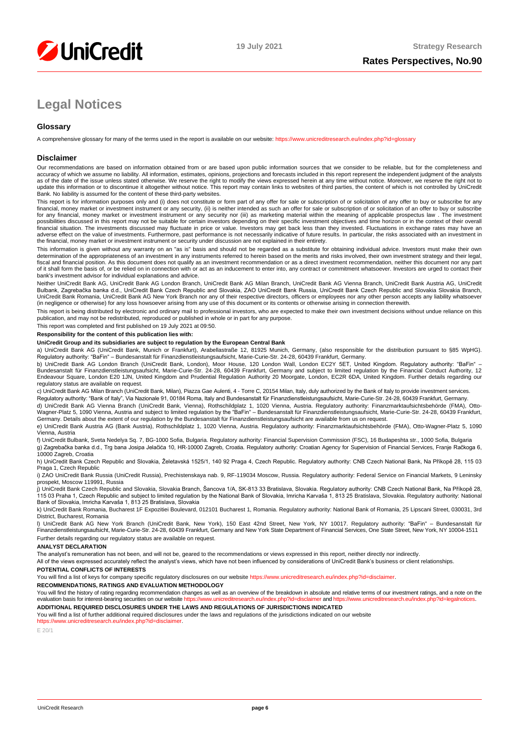# Legal Notices

## Glossary

A comprehensive glossary for many of the terms used in the report is available on our website: https://www.unicreditresearch.eu/index.php?id=glossary

## Disclaimer

Our recommendations are based on information obtained from or are based upon public information sources that we consider to be reliable, but for the completeness and accuracy of which we assume no liability. All information, estimates, opinions, projections and forecasts included in this report represent the independent judgment of the analysts as of the date of the issue unless stated otherwise. We reserve the right to modify the views expressed herein at any time without notice. Moreover, we reserve the right not to update this information or to discontinue it altogether without notice. This report may contain links to websites of third parties, the content of which is not controlled by UniCredit Bank. No liability is assumed for the content of these third-party websites.

This report is for information purposes only and (i) does not constitute or form part of any offer for sale or subscription of or solicitation of any offer to buy or subscribe for any financial, money market or investment instrument or any security, (ii) is neither intended as such an offer for sale or subscription of or solicitation of an offer to buy or subscribe for any financial, money market or investment instrument or any security nor (iii) as marketing material within the meaning of applicable prospectus law . The investment possibilities discussed in this report may not be suitable for certain investors depending on their specific investment objectives and time horizon or in the context of their overall financial situation. The investments discussed may fluctuate in price or value. Investors may get back less than they invested. Fluctuations in exchange rates may have an adverse effect on the value of investments. Furthermore, past performance is not necessarily indicative of future results. In particular, the risks associated with an investment in the financial, money market or investment instrument or security under discussion are not explained in their entirety.

This information is given without any warranty on an "as is" basis and should not be regarded as a substitute for obtaining individual advice. Investors must make their own determination of the appropriateness of an investment in any instruments referred to herein based on the merits and risks involved, their own investment strategy and their legal, fiscal and financial position. As this document does not qualify as an investment recommendation or as a direct investment recommendation, neither this document nor any part of it shall form the basis of, or be relied on in connection with or act as an inducement to enter into, any contract or commitment whatsoever. Investors are urged to contact their bank's investment advisor for individual explanations and advice.

Neither UniCredit Bank AG, UniCredit Bank AG London Branch, UniCredit Bank AG Milan Branch, UniCredit Bank AG Vienna Branch, UniCredit Bank Austria AG, UniCredit Bulbank, Zagrebačka banka d.d., UniCredit Bank Czech Republic and Slovakia, ZAO UniCredit Bank Russia, UniCredit Bank Czech Republic and Slovakia Slovakia Branch, UniCredit Bank Romania, UniCredit Bank AG New York Branch nor any of their respective directors, officers or employees nor any other person accepts any liability whatsoever (in negligence or otherwise) for any loss howsoever arising from any use of this document or its contents or otherwise arising in connection therewith.

This report is being distributed by electronic and ordinary mail to professional investors, who are expected to make their own investment decisions without undue reliance on this publication, and may not be redistributed, reproduced or published in whole or in part for any purpose.

This report was completed and first published on 19 July 2021 at 09:50.

**Responsibility for the content of this publication lies with:**

**UniCredit Group and its subsidiaries are subject to regulation by the European Central Bank**

a) UniCredit Bank AG (UniCredit Bank, Munich or Frankfurt), Arabellastraße 12, 81925 Munich, Germany, (also responsible for the distribution pursuant to §85 WpHG). Regulatory authority: "BaFin" – Bundesanstalt für Finanzdienstleistungsaufsicht, Marie-Curie-Str. 24-28, 60439 Frankfurt, Germany.

b) UniCredit Bank AG London Branch (UniCredit Bank, London), Moor House, 120 London Wall, London EC2Y 5ET, United Kingdom. Regulatory authority: "BaFin" – Bundesanstalt für Finanzdienstleistungsaufsicht, Marie-Curie-Str. 24-28, 60439 Frankfurt, Germany and subject to limited regulation by the Financial Conduct Authority, 12 Endeavour Square, London E20 1JN, United Kingdom and Prudential Regulation Authority 20 Moorgate, London, EC2R 6DA, United Kingdom. Further details regarding our regulatory status are available on request.

c) UniCredit Bank AG Milan Branch (UniCredit Bank, Milan), Piazza Gae Aulenti, 4 - Torre C, 20154 Milan, Italy, duly authorized by the Bank of Italy to provide investment services.

Regulatory authority: "Bank of Italy", Via Nazionale 91, 00184 Roma, Italy and Bundesanstalt für Finanzdienstleistungsaufsicht, Marie-Curie-Str. 24-28, 60439 Frankfurt, Germany.

d) UniCredit Bank AG Vienna Branch (UniCredit Bank, Vienna), Rothschildplatz 1, 1020 Vienna, Austria. Regulatory authority: Finanzmarktaufsichtsbehörde (FMA), Otto-Wagner-Platz 5, 1090 Vienna, Austria and subject to limited regulation by the "BaFin" – Bundesanstalt für Finanzdienstleistungsaufsicht, Marie-Curie-Str. 24-28, 60439 Frankfurt, Germany. Details about the extent of our regulation by the Bundesanstalt für Finanzdienstleistungsaufsicht are available from us on request.

e) UniCredit Bank Austria AG (Bank Austria), Rothschildplatz 1, 1020 Vienna, Austria. Regulatory authority: Finanzmarktaufsichtsbehörde (FMA), Otto-Wagner-Platz 5, 1090 Vienna, Austria

f) UniCredit Bulbank, Sveta Nedelya Sq. 7, BG-1000 Sofia, Bulgaria. Regulatory authority: Financial Supervision Commission (FSC), 16 Budapeshta str., 1000 Sofia, Bulgaria

g) Zagrebačka banka d.d., Trg bana Josipa Jelačića 10, HR-10000 Zagreb, Croatia. Regulatory authority: Croatian Agency for Supervision of Financial Services, Franje Račkoga 6, 10000 Zagreb, Croatia

h) UniCredit Bank Czech Republic and Slovakia, Želetavská 1525/1, 140 92 Praga 4, Czech Republic. Regulatory authority: CNB Czech National Bank, Na Příkopě 28, 115 03 Praga 1, Czech Republic

i) ZAO UniCredit Bank Russia (UniCredit Russia), Prechistenskaya nab. 9, RF-119034 Moscow, Russia. Regulatory authority: Federal Service on Financial Markets, 9 Leninsky prospekt, Moscow 119991, Russia

j) UniCredit Bank Czech Republic and Slovakia, Slovakia Branch, Šancova 1/A, SK-813 33 Bratislava, Slovakia. Regulatory authority: CNB Czech National Bank, Na Příkopě 28, 115 03 Praha 1, Czech Republic and subject to limited regulation by the National Bank of Slovakia, Imricha Karvaša 1, 813 25 Bratislava, Slovakia. Regulatory authority: National Bank of Slovakia, Imricha Karvaša 1, 813 25 Bratislava, Slovakia

k) UniCredit Bank Romania, Bucharest 1F Expozitiei Boulevard, 012101 Bucharest 1, Romania. Regulatory authority: National Bank of Romania, 25 Lipscani Street, 030031, 3rd District, Bucharest, Romania

l) UniCredit Bank AG New York Branch (UniCredit Bank, New York), 150 East 42nd Street, New York, NY 10017. Regulatory authority: "BaFin" – Bundesanstalt für Finanzdienstleistungsaufsicht, Marie-Curie-Str. 24-28, 60439 Frankfurt, Germany and New York State Department of Financial Services, One State Street, New York, NY 10004-1511

Further details regarding our regulatory status are available on request.

**ANALYST DECLARATION**

The analyst's remuneration has not been, and will not be, geared to the recommendations or views expressed in this report, neither directly nor indirectly.

All of the views expressed accurately reflect the analyst's views, which have not been influenced by considerations of UniCredit Bank's business or client relationships.

**POTENTIAL CONFLICTS OF INTERESTS**

You will find a list of keys for company specific regulatory disclosures on our website https://www.unicreditresearch.eu/index.php?id=disclaimer.

**RECOMMENDATIONS, RATINGS AND EVALUATION METHODOLOGY**

You will find the history of rating regarding recommendation changes as well as an overview of the breakdown in absolute and relative terms of our investment ratings, and a note on the evaluation basis for interest-bearing securities on our website https://www.unicreditresearch.eu/index.php?id=disclaimer and https://www.unicreditresearch.eu/index.php?id=legalnotices.

**ADDITIONAL REQUIRED DISCLOSURES UNDER THE LAWS AND REGULATIONS OF JURISDICTIONS INDICATED**

You will find a list of further additional required disclosures under the laws and regulations of the jurisdictions indicated on our website https://www.unicreditresearch.eu/index.php?id=disclaimer.

E 20/1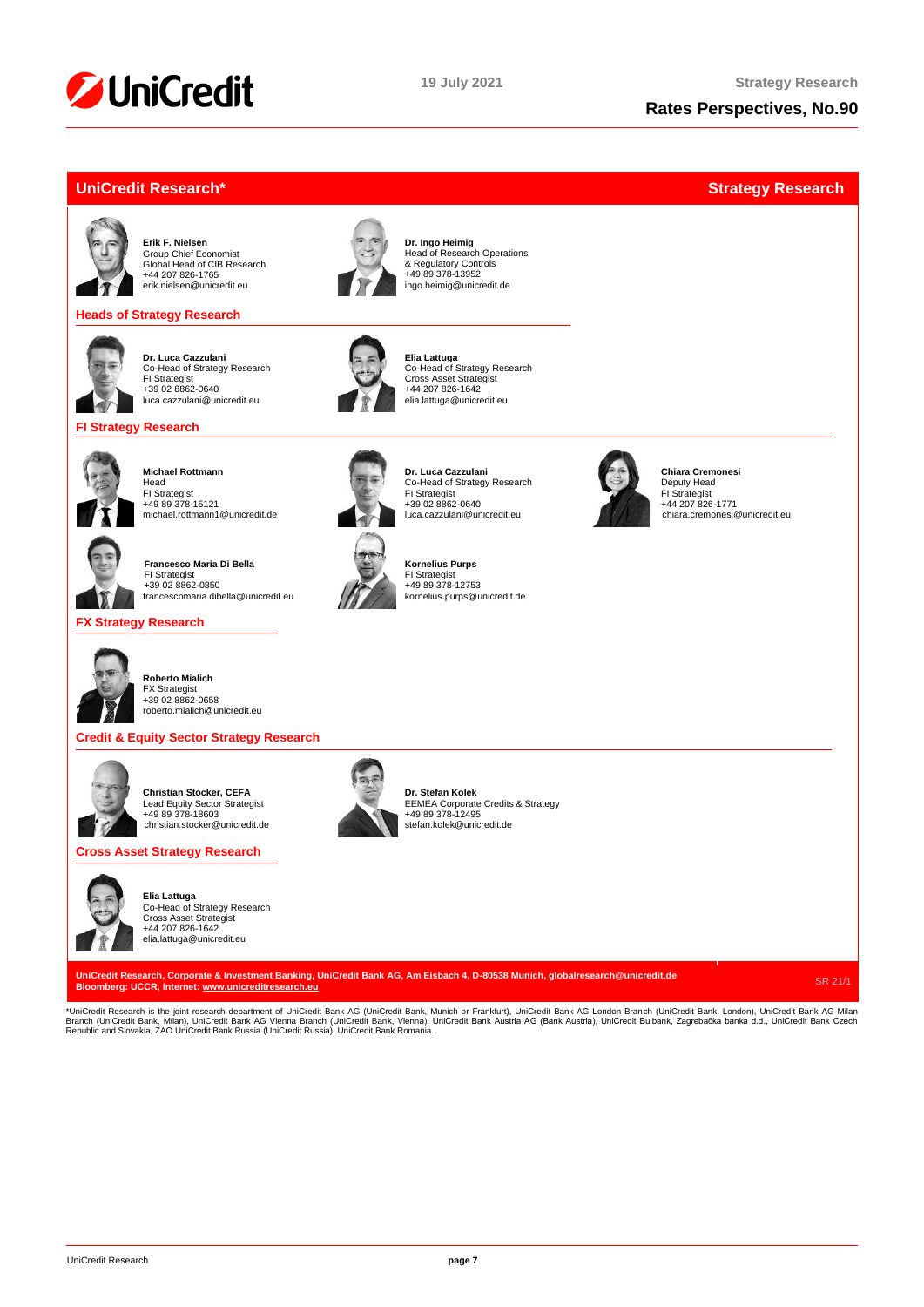## UniCredit Research*

## Strategy Research

**Erik F. Nielsen**
Group Chief Economist
Global Head of CIB Research
+44 207 826-1765
erik.nielsen@unicredit.eu

**Dr. Ingo Heimig**
Head of Research Operations & Regulatory Controls
+49 89 378-13952
ingo.heimig@unicredit.de

### Heads of Strategy Research

**Dr. Luca Cazzulani**
Co-Head of Strategy Research
FI Strategist
+39 02 8862-0640
luca.cazzulani@unicredit.eu

**Elia Lattuga**
Co-Head of Strategy Research
Cross Asset Strategist
+44 207 826-1642
elia.lattuga@unicredit.eu

### FI Strategy Research

**Michael Rottmann**
Head
FI Strategist
+49 89 378-15121
michael.rottmann1@unicredit.de

**Dr. Luca Cazzulani**
Co-Head of Strategy Research
FI Strategist
+39 02 8862-0640
luca.cazzulani@unicredit.eu

**Chiara Cremonesi**
Deputy Head
FI Strategist
+44 207 826-1771
chiara.cremonesi@unicredit.eu

**Francesco Maria Di Bella**
FI Strategist
+39 02 8862-0850
francescomaria.dibella@unicredit.eu

**Kornelius Purps**
FI Strategist
+49 89 378-12753
kornelius.purps@unicredit.de

### FX Strategy Research

**Roberto Mialich**
FX Strategist
+39 02 8862-0658
roberto.mialich@unicredit.eu

### Credit & Equity Sector Strategy Research

**Christian Stocker, CEFA**
Lead Equity Sector Strategist
+49 89 378-18603
christian.stocker@unicredit.de

**Dr. Stefan Kolek**
EEMEA Corporate Credits & Strategy
+49 89 378-12495
stefan.kolek@unicredit.de

### Cross Asset Strategy Research

**Elia Lattuga**
Co-Head of Strategy Research
Cross Asset Strategist
+44 207 826-1642
elia.lattuga@unicredit.eu

**UniCredit Research, Corporate & Investment Banking, UniCredit Bank AG, Am Eisbach 4, D-80538 Munich, globalresearch@unicredit.de**
**Bloomberg: UCCR, Internet: www.unicreditresearch.eu**

SR 21/1

*UniCredit Research is the joint research department of UniCredit Bank AG (UniCredit Bank, Munich or Frankfurt), UniCredit Bank AG London Branch (UniCredit Bank, London), UniCredit Bank AG Milan Branch (UniCredit Bank, Milan), UniCredit Bank AG Vienna Branch (UniCredit Bank, Vienna), UniCredit Bank Austria AG (Bank Austria), UniCredit Bulbank, Zagrebačka banka d.d., UniCredit Bank Czech Republic and Slovakia, ZAO UniCredit Bank Russia (UniCredit Russia), UniCredit Bank Romania.